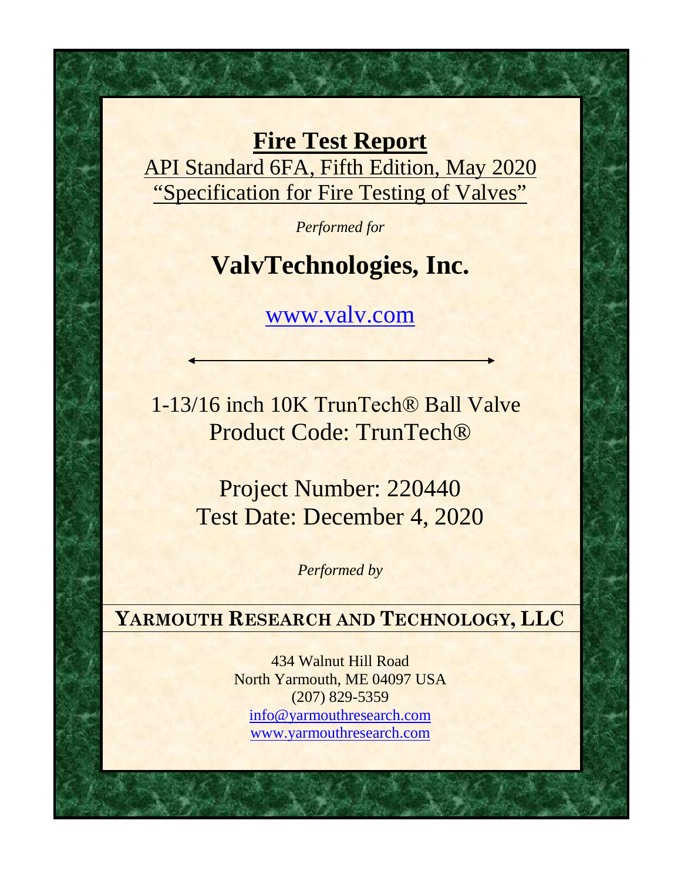# Fire Test Report

API Standard 6FA, Fifth Edition, May 2020

"Specification for Fire Testing of Valves"

*Performed for*

## ValvTechnologies, Inc.

www.valv.com

1-13/16 inch 10K TrunTech® Ball Valve

Product Code: TrunTech®

Project Number: 220440

Test Date: December 4, 2020

*Performed by*

**YARMOUTH RESEARCH AND TECHNOLOGY, LLC**

434 Walnut Hill Road

North Yarmouth, ME 04097 USA

(207) 829-5359

info@yarmouthresearch.com

www.yarmouthresearch.com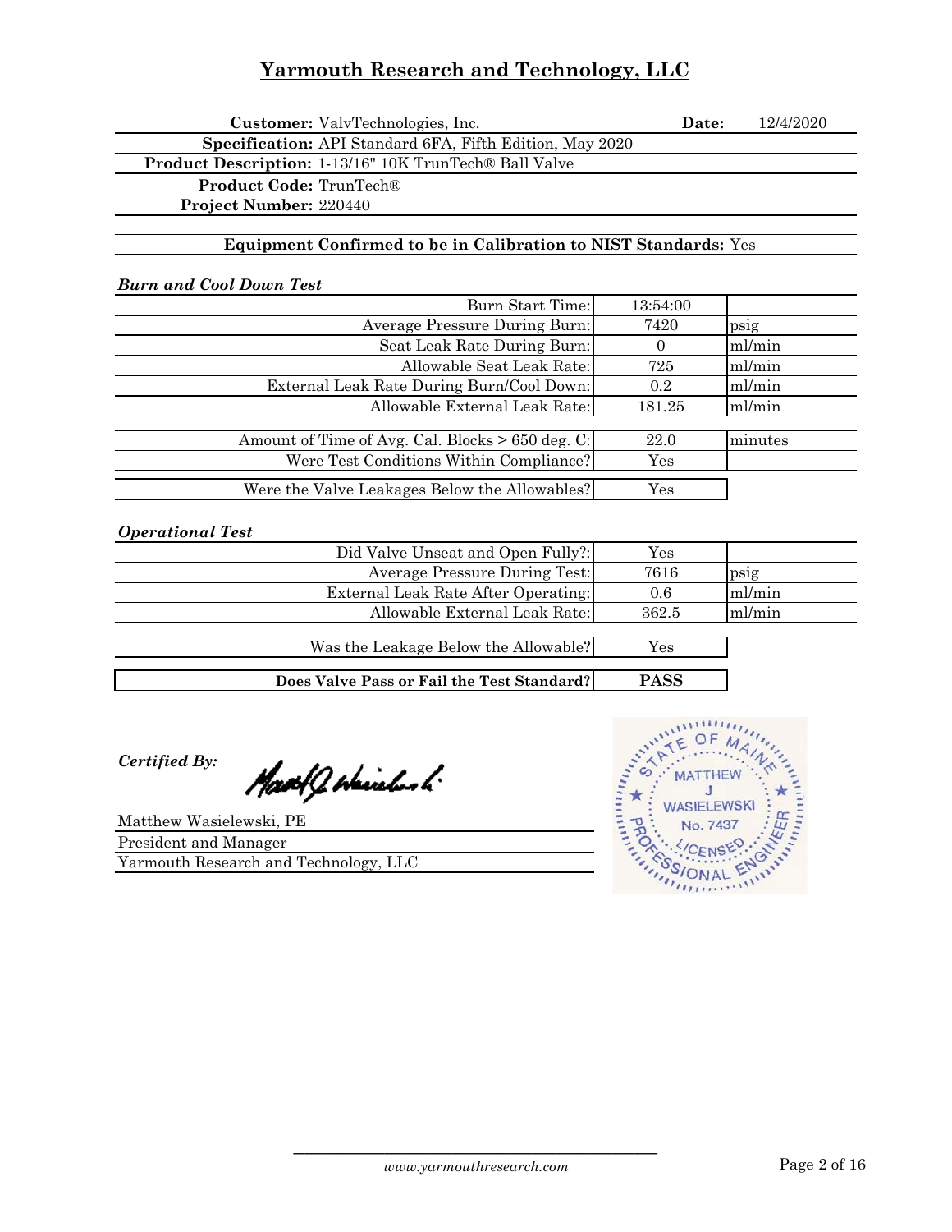# Yarmouth Research and Technology, LLC

| | | | |
|---|---|---|---|
| **Customer:** | ValvTechnologies, Inc. | **Date:** | 12/4/2020 |
| **Specification:** | API Standard 6FA, Fifth Edition, May 2020 | | |
| **Product Description:** | 1-13/16" 10K TrunTech® Ball Valve | | |
| **Product Code:** | TrunTech® | | |
| **Project Number:** | 220440 | | |

**Equipment Confirmed to be in Calibration to NIST Standards:** Yes

***Burn and Cool Down Test***

| | | |
|---|---|---|
| Burn Start Time: | 13:54:00 | |
| Average Pressure During Burn: | 7420 | psig |
| Seat Leak Rate During Burn: | 0 | ml/min |
| Allowable Seat Leak Rate: | 725 | ml/min |
| External Leak Rate During Burn/Cool Down: | 0.2 | ml/min |
| Allowable External Leak Rate: | 181.25 | ml/min |
| Amount of Time of Avg. Cal. Blocks > 650 deg. C: | 22.0 | minutes |
| Were Test Conditions Within Compliance? | Yes | |
| Were the Valve Leakages Below the Allowables? | Yes | |

***Operational Test***

| | | |
|---|---|---|
| Did Valve Unseat and Open Fully?: | Yes | |
| Average Pressure During Test: | 7616 | psig |
| External Leak Rate After Operating: | 0.6 | ml/min |
| Allowable External Leak Rate: | 362.5 | ml/min |
| Was the Leakage Below the Allowable? | Yes | |
| **Does Valve Pass or Fail the Test Standard?** | **PASS** | |

***Certified By:***

Matthew Wasielewski, PE
President and Manager
Yarmouth Research and Technology, LLC

STATE OF MAINE
MATTHEW J WASIELEWSKI
No. 7437
LICENSED
PROFESSIONAL ENGINEER

www.yarmouthresearch.com